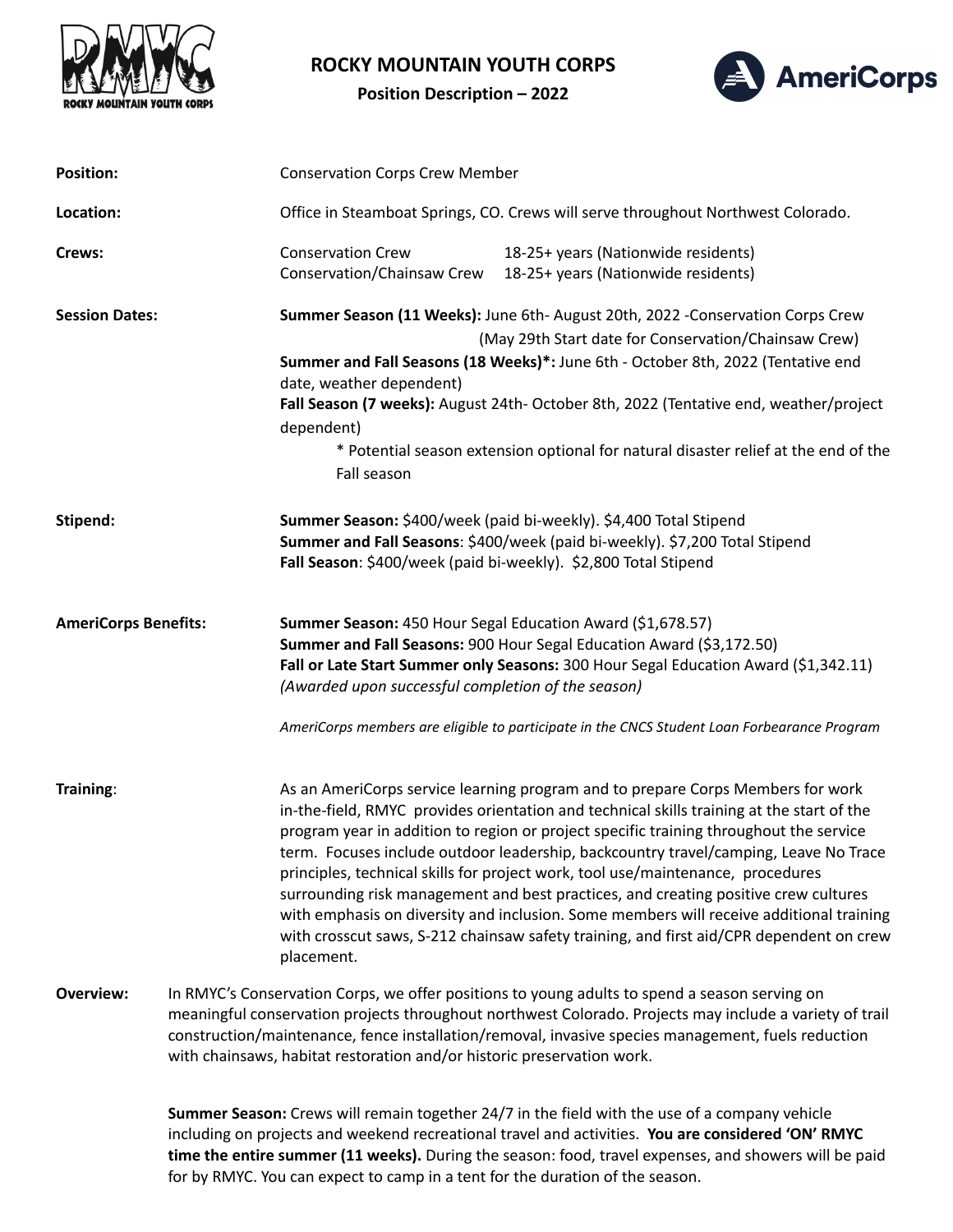# ROCKY MOUNTAIN YOUTH CORPS

**Position Description – 2022**

**Position:** Conservation Corps Crew Member

**Location:** Office in Steamboat Springs, CO. Crews will serve throughout Northwest Colorado.

**Crews:**

| | |
|---|---|
| Conservation Crew | 18-25+ years (Nationwide residents) |
| Conservation/Chainsaw Crew | 18-25+ years (Nationwide residents) |

**Session Dates:**

**Summer Season (11 Weeks):** June 6th- August 20th, 2022 -Conservation Corps Crew (May 29th Start date for Conservation/Chainsaw Crew)

**Summer and Fall Seasons (18 Weeks)*:** June 6th - October 8th, 2022 (Tentative end date, weather dependent)

**Fall Season (7 weeks):** August 24th- October 8th, 2022 (Tentative end, weather/project dependent)

* Potential season extension optional for natural disaster relief at the end of the Fall season

**Stipend:**

**Summer Season:** $400/week (paid bi-weekly). $4,400 Total Stipend
**Summer and Fall Seasons**: $400/week (paid bi-weekly). $7,200 Total Stipend
**Fall Season**: $400/week (paid bi-weekly). $2,800 Total Stipend

**AmeriCorps Benefits:**

**Summer Season:** 450 Hour Segal Education Award ($1,678.57)
**Summer and Fall Seasons:** 900 Hour Segal Education Award ($3,172.50)
**Fall or Late Start Summer only Seasons:** 300 Hour Segal Education Award ($1,342.11)
*(Awarded upon successful completion of the season)*

*AmeriCorps members are eligible to participate in the CNCS Student Loan Forbearance Program*

**Training**: As an AmeriCorps service learning program and to prepare Corps Members for work in-the-field, RMYC provides orientation and technical skills training at the start of the program year in addition to region or project specific training throughout the service term. Focuses include outdoor leadership, backcountry travel/camping, Leave No Trace principles, technical skills for project work, tool use/maintenance, procedures surrounding risk management and best practices, and creating positive crew cultures with emphasis on diversity and inclusion. Some members will receive additional training with crosscut saws, S-212 chainsaw safety training, and first aid/CPR dependent on crew placement.

**Overview:** In RMYC's Conservation Corps, we offer positions to young adults to spend a season serving on meaningful conservation projects throughout northwest Colorado. Projects may include a variety of trail construction/maintenance, fence installation/removal, invasive species management, fuels reduction with chainsaws, habitat restoration and/or historic preservation work.

**Summer Season:** Crews will remain together 24/7 in the field with the use of a company vehicle including on projects and weekend recreational travel and activities. **You are considered 'ON' RMYC time the entire summer (11 weeks).** During the season: food, travel expenses, and showers will be paid for by RMYC. You can expect to camp in a tent for the duration of the season.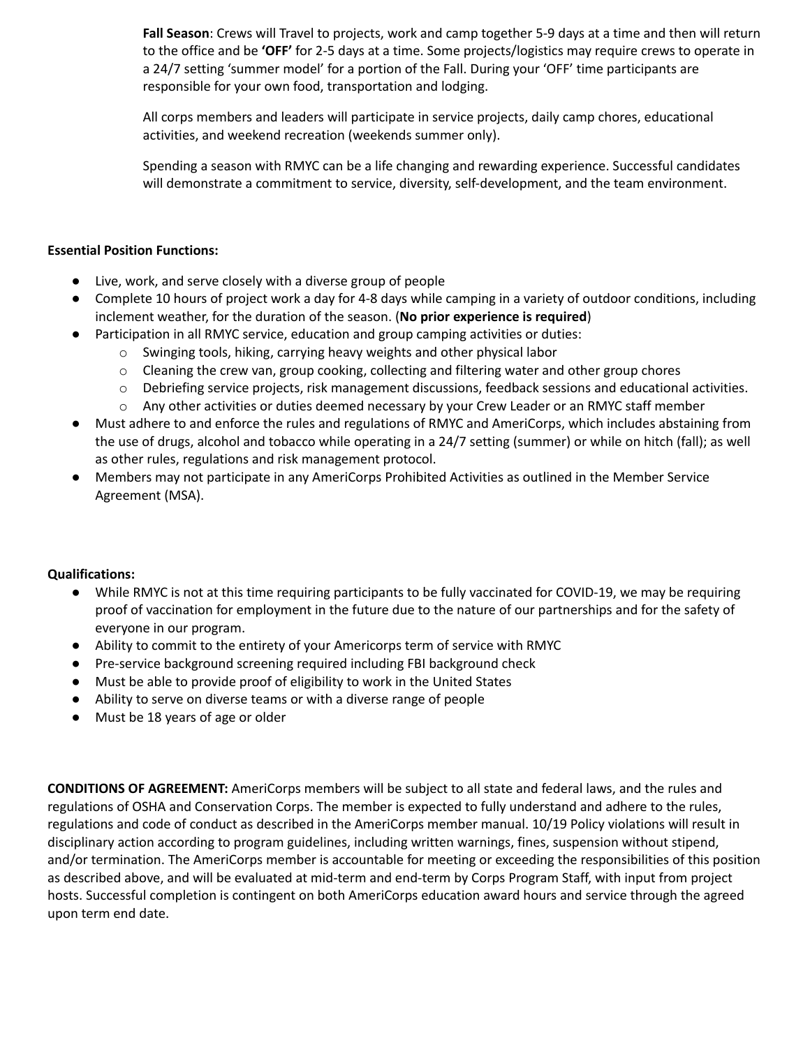**Fall Season**: Crews will Travel to projects, work and camp together 5-9 days at a time and then will return to the office and be **'OFF'** for 2-5 days at a time. Some projects/logistics may require crews to operate in a 24/7 setting 'summer model' for a portion of the Fall. During your 'OFF' time participants are responsible for your own food, transportation and lodging.

All corps members and leaders will participate in service projects, daily camp chores, educational activities, and weekend recreation (weekends summer only).

Spending a season with RMYC can be a life changing and rewarding experience. Successful candidates will demonstrate a commitment to service, diversity, self-development, and the team environment.

**Essential Position Functions:**

- Live, work, and serve closely with a diverse group of people
- Complete 10 hours of project work a day for 4-8 days while camping in a variety of outdoor conditions, including inclement weather, for the duration of the season. (**No prior experience is required**)
- Participation in all RMYC service, education and group camping activities or duties:
  - Swinging tools, hiking, carrying heavy weights and other physical labor
  - Cleaning the crew van, group cooking, collecting and filtering water and other group chores
  - Debriefing service projects, risk management discussions, feedback sessions and educational activities.
  - Any other activities or duties deemed necessary by your Crew Leader or an RMYC staff member
- Must adhere to and enforce the rules and regulations of RMYC and AmeriCorps, which includes abstaining from the use of drugs, alcohol and tobacco while operating in a 24/7 setting (summer) or while on hitch (fall); as well as other rules, regulations and risk management protocol.
- Members may not participate in any AmeriCorps Prohibited Activities as outlined in the Member Service Agreement (MSA).

**Qualifications:**

- While RMYC is not at this time requiring participants to be fully vaccinated for COVID-19, we may be requiring proof of vaccination for employment in the future due to the nature of our partnerships and for the safety of everyone in our program.
- Ability to commit to the entirety of your Americorps term of service with RMYC
- Pre-service background screening required including FBI background check
- Must be able to provide proof of eligibility to work in the United States
- Ability to serve on diverse teams or with a diverse range of people
- Must be 18 years of age or older

**CONDITIONS OF AGREEMENT:** AmeriCorps members will be subject to all state and federal laws, and the rules and regulations of OSHA and Conservation Corps. The member is expected to fully understand and adhere to the rules, regulations and code of conduct as described in the AmeriCorps member manual. 10/19 Policy violations will result in disciplinary action according to program guidelines, including written warnings, fines, suspension without stipend, and/or termination. The AmeriCorps member is accountable for meeting or exceeding the responsibilities of this position as described above, and will be evaluated at mid-term and end-term by Corps Program Staff, with input from project hosts. Successful completion is contingent on both AmeriCorps education award hours and service through the agreed upon term end date.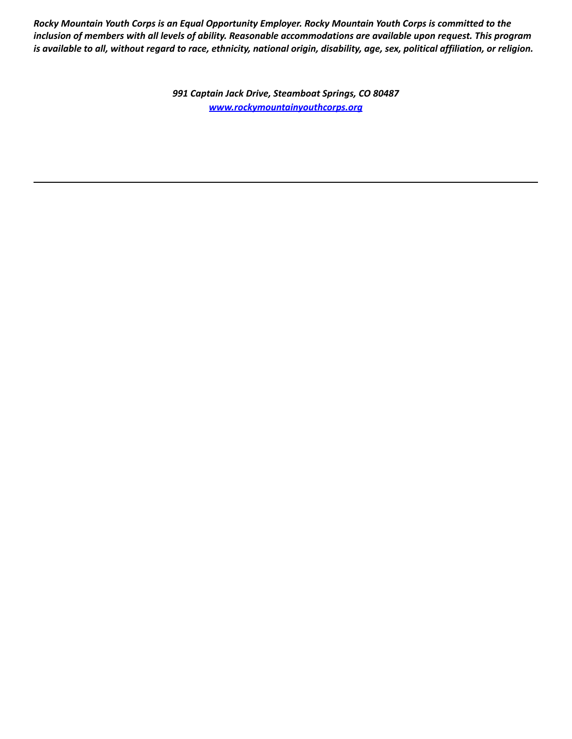***Rocky Mountain Youth Corps is an Equal Opportunity Employer. Rocky Mountain Youth Corps is committed to the inclusion of members with all levels of ability. Reasonable accommodations are available upon request. This program is available to all, without regard to race, ethnicity, national origin, disability, age, sex, political affiliation, or religion.***

***991 Captain Jack Drive, Steamboat Springs, CO 80487***
***[www.rockymountainyouthcorps.org](http://www.rockymountainyouthcorps.org)***

---